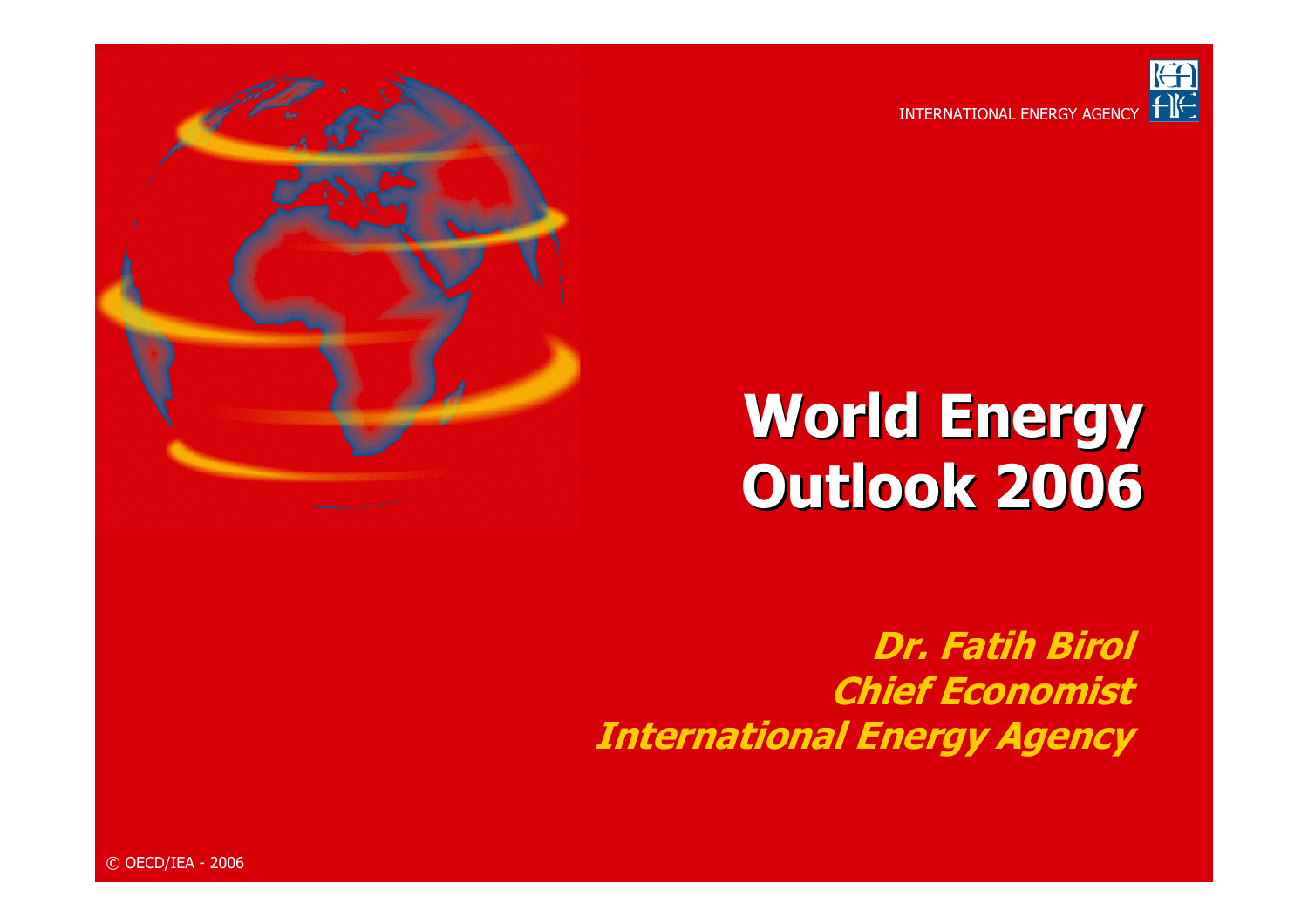INTERNATIONAL ENERGY AGENCY

# World Energy Outlook 2006

***Dr. Fatih Birol***
***Chief Economist***
***International Energy Agency***

© OECD/IEA - 2006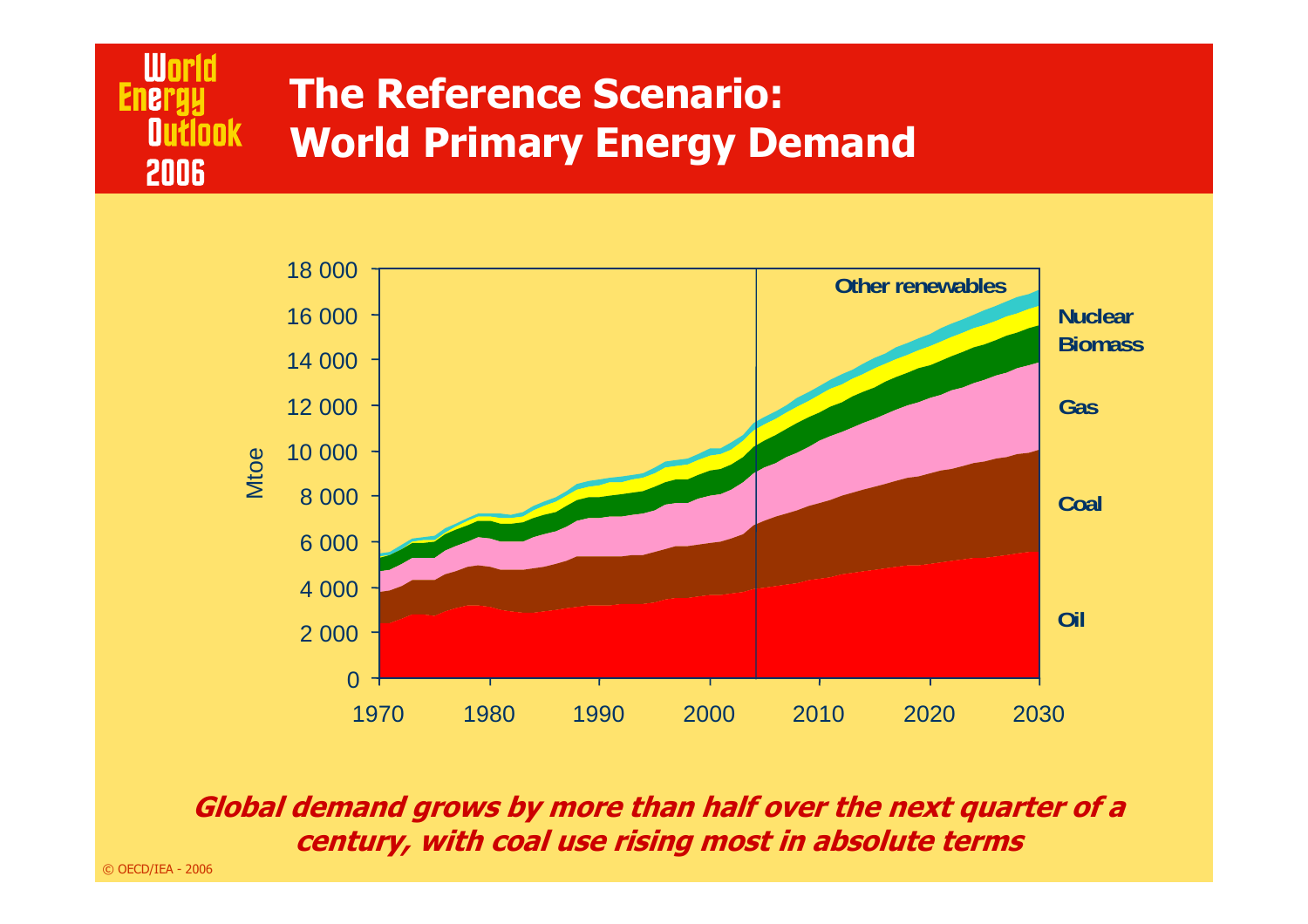# The Reference Scenario: World Primary Energy Demand

***Global demand grows by more than half over the next quarter of a century, with coal use rising most in absolute terms***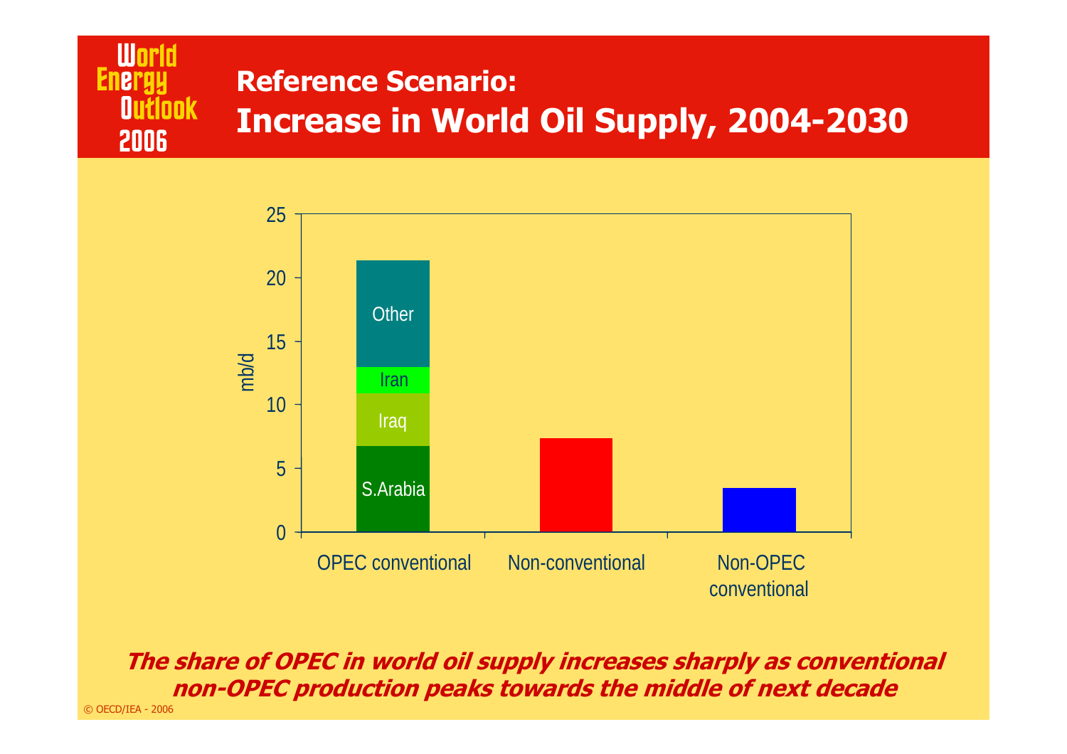## Reference Scenario:

# Increase in World Oil Supply, 2004-2030

***The share of OPEC in world oil supply increases sharply as conventional non-OPEC production peaks towards the middle of next decade***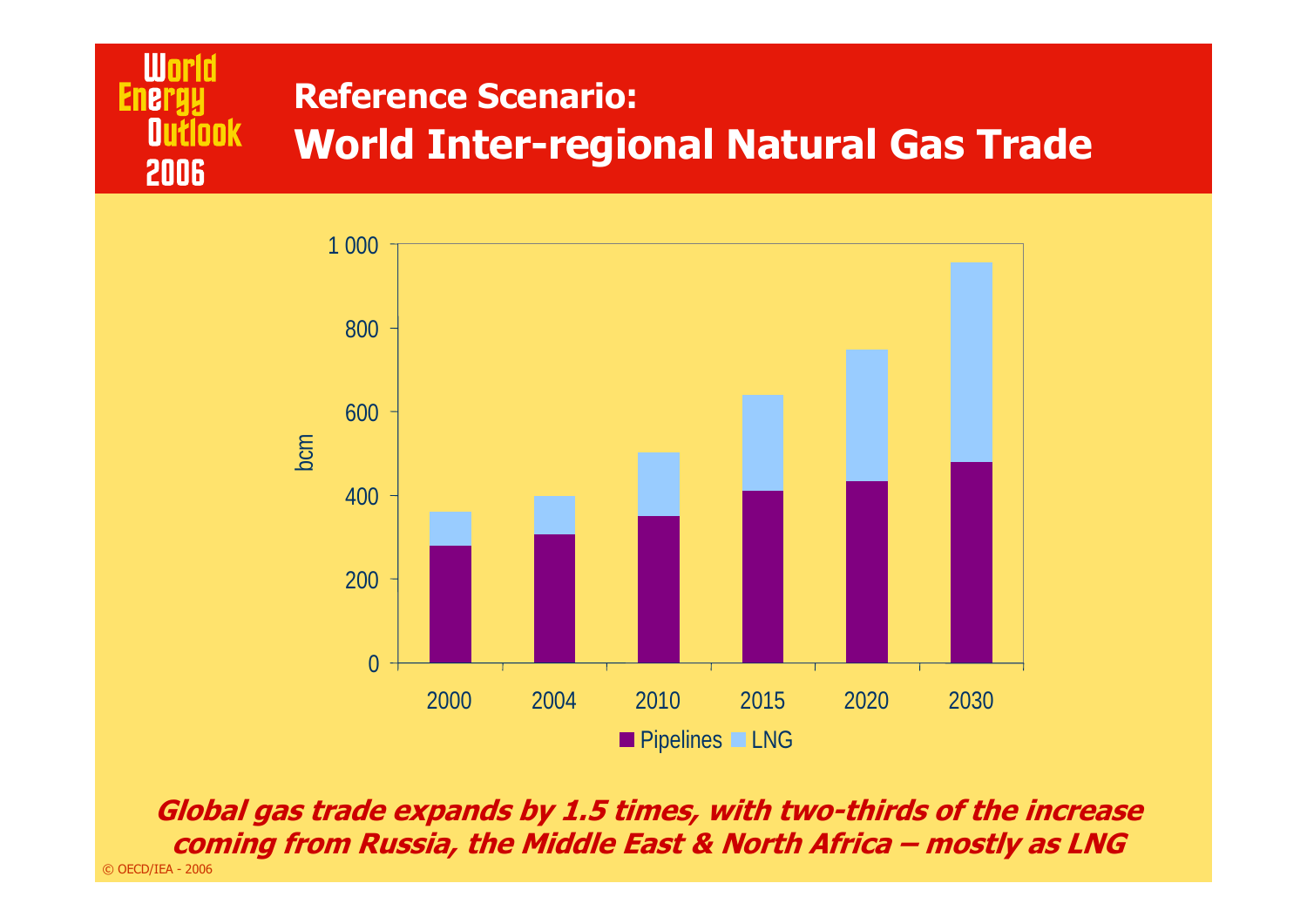## Reference Scenario:

# World Inter-regional Natural Gas Trade

***Global gas trade expands by 1.5 times, with two-thirds of the increase coming from Russia, the Middle East & North Africa – mostly as LNG***

© OECD/IEA - 2006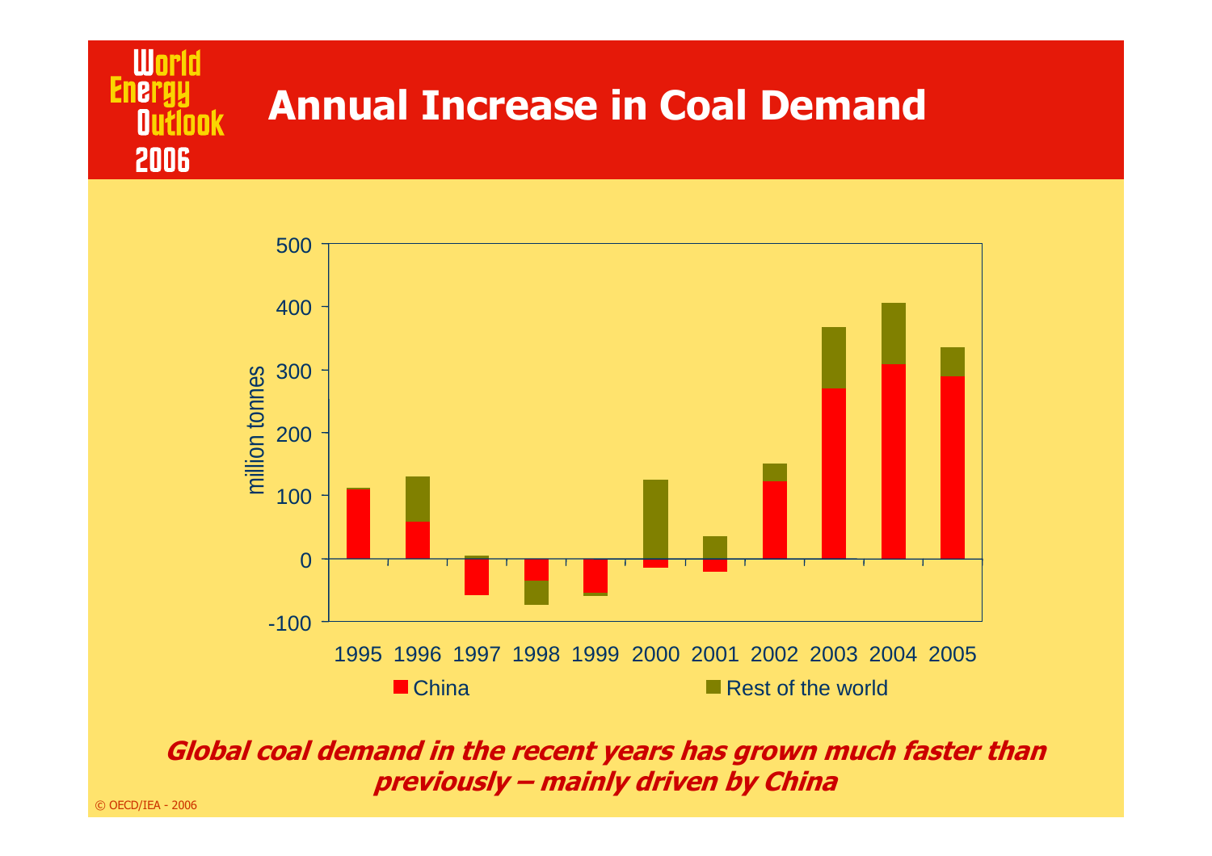World Energy Outlook 2006

# Annual Increase in Coal Demand

million tonnes

500
400
300
200
100
0
-100

1995 1996 1997 1998 1999 2000 2001 2002 2003 2004 2005

China Rest of the world

***Global coal demand in the recent years has grown much faster than previously – mainly driven by China***

© OECD/IEA - 2006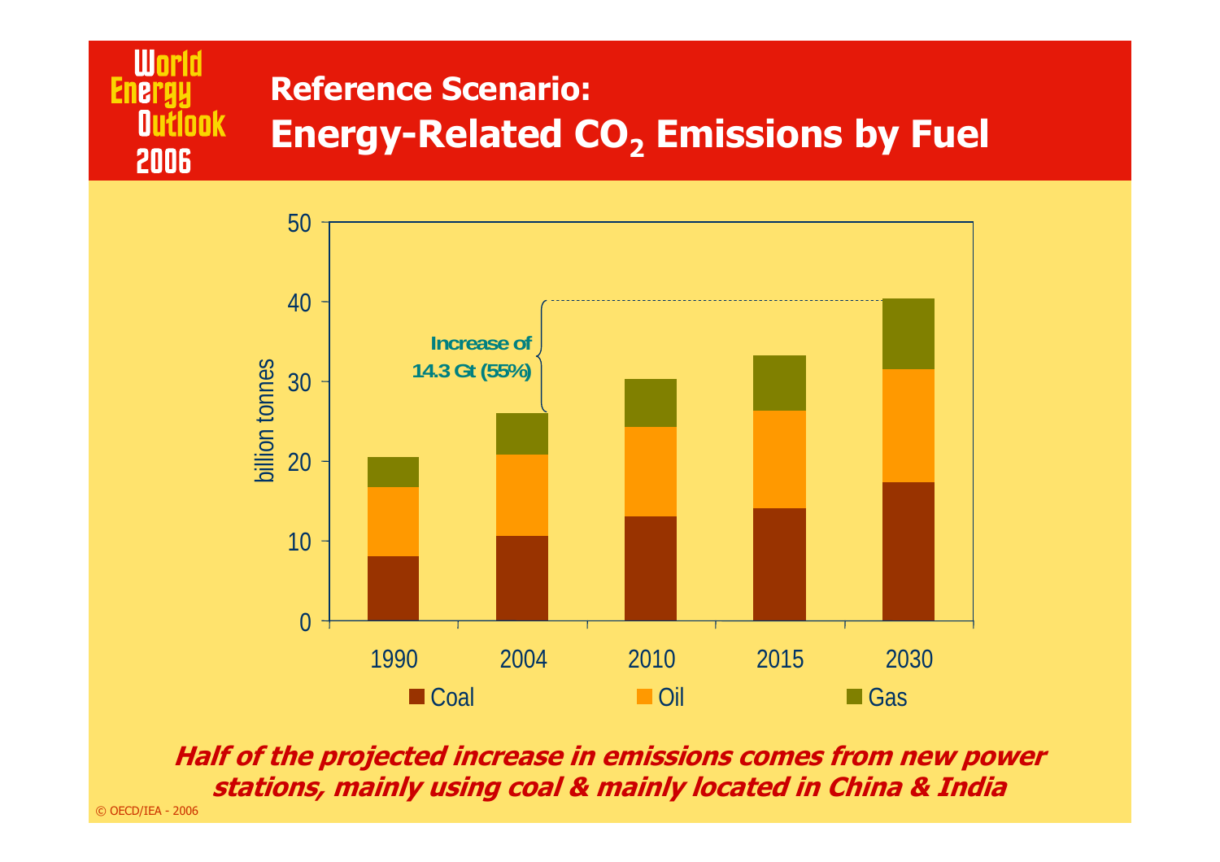# Reference Scenario: Energy-Related $CO_2$ Emissions by Fuel

billion tonnes

Increase of 14.3 Gt (55%)

1990 | 2004 | 2010 | 2015 | 2030

Coal | Oil | Gas

***Half of the projected increase in emissions comes from new power stations, mainly using coal & mainly located in China & India***

© OECD/IEA - 2006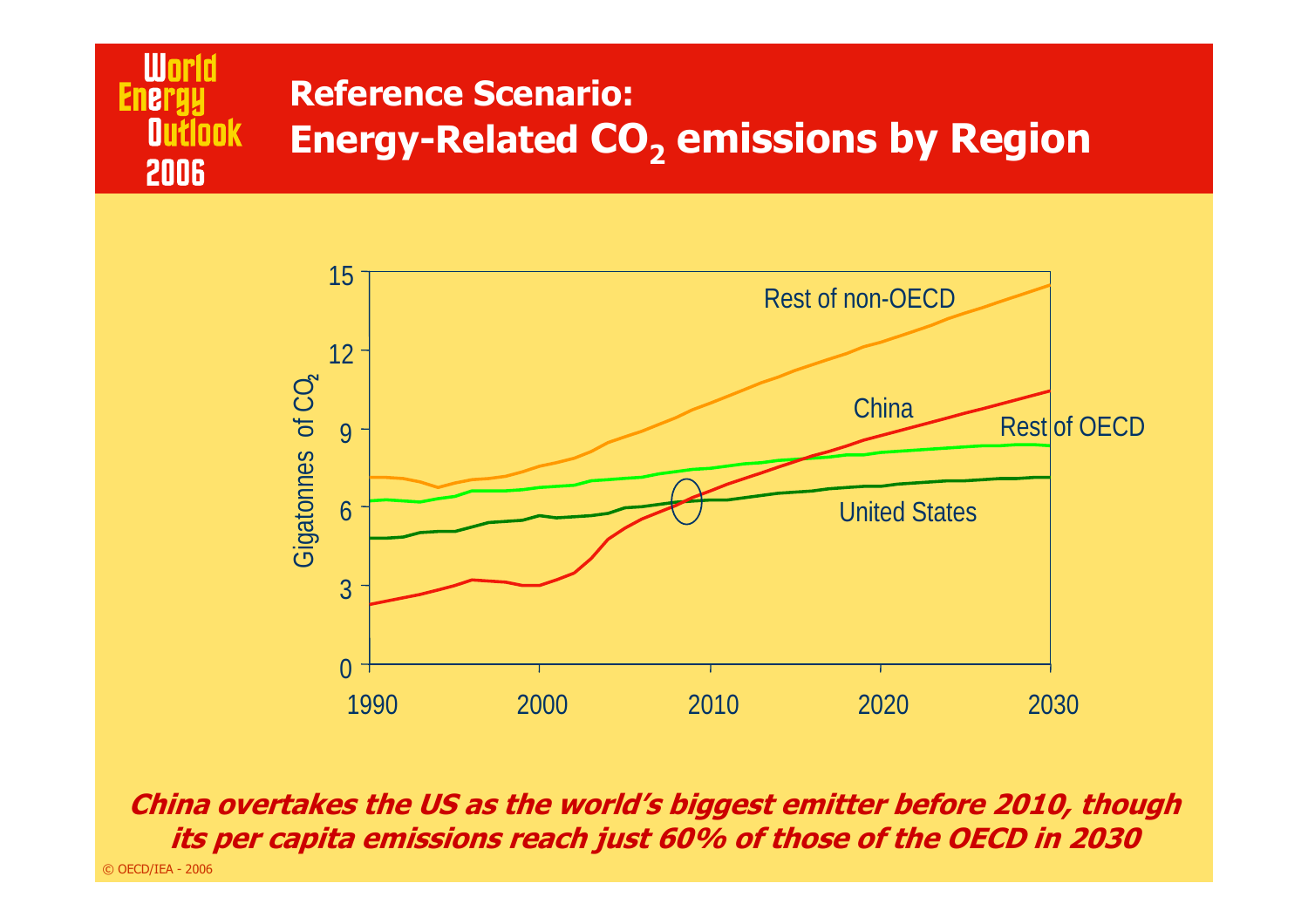# Reference Scenario: Energy-Related $CO_2$ emissions by Region

World Energy Outlook 2006

Gigatonnes of $CO_2$

Rest of non-OECD

China

Rest of OECD

United States

1990 2000 2010 2020 2030

***China overtakes the US as the world's biggest emitter before 2010, though its per capita emissions reach just 60% of those of the OECD in 2030***

© OECD/IEA - 2006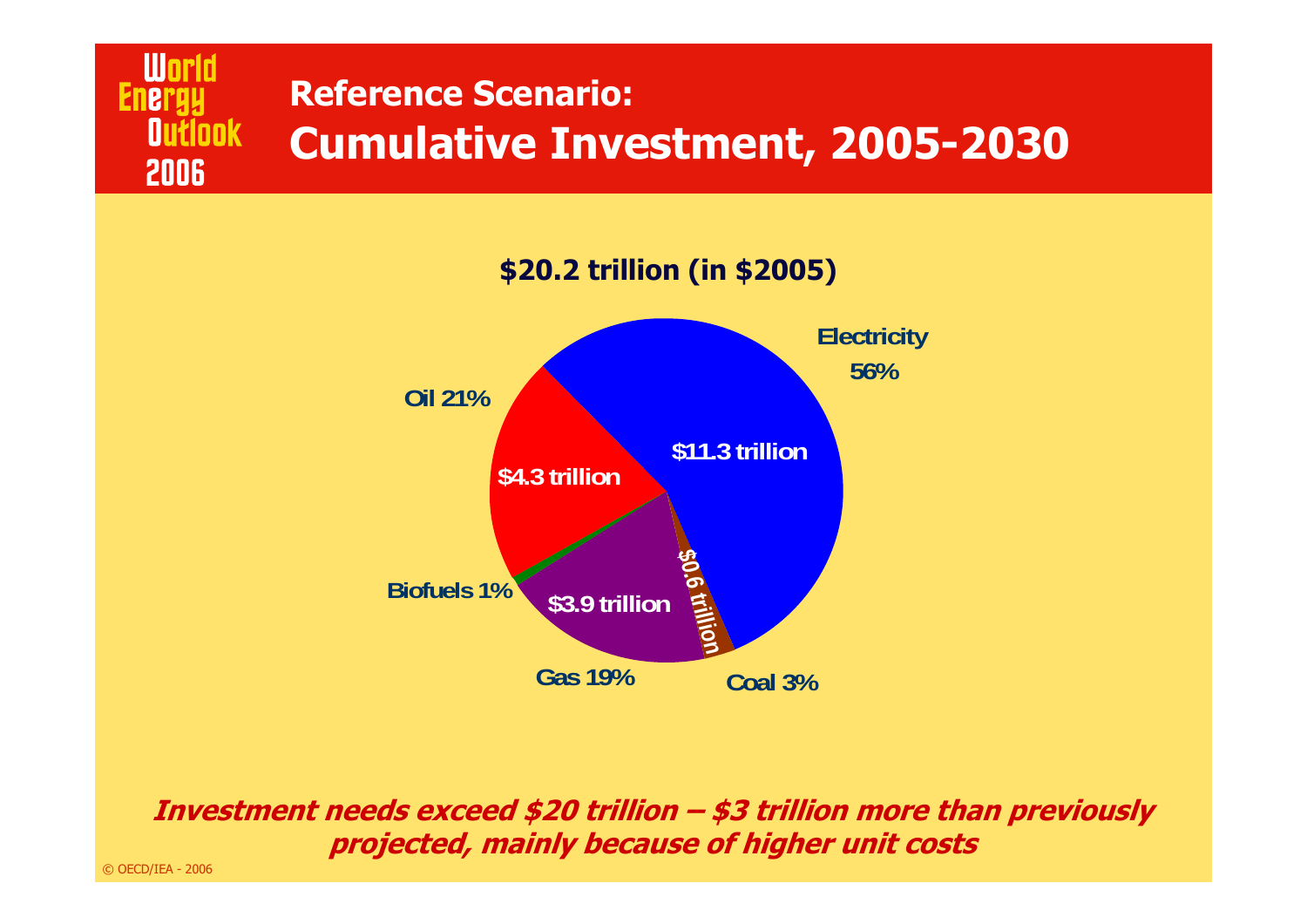# Reference Scenario: Cumulative Investment, 2005-2030

**$20.2 trillion (in $2005)**

Electricity 56%

$11.3 trillion

Oil 21%

$4.3 trillion

Biofuels 1%

Gas 19%

$3.9 trillion

Coal 3%

$0.6 trillion

***Investment needs exceed $20 trillion – $3 trillion more than previously projected, mainly because of higher unit costs***

© OECD/IEA - 2006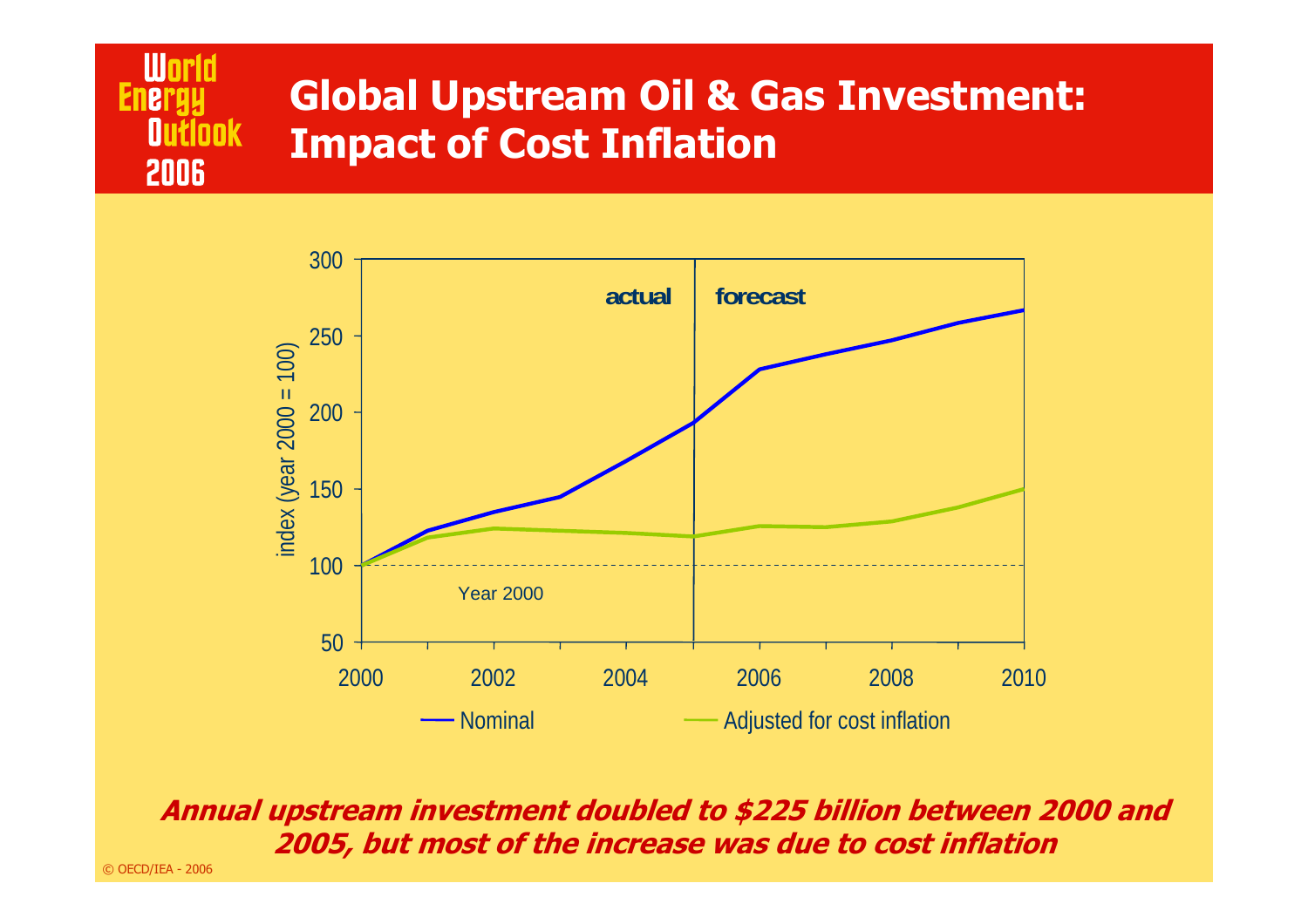# Global Upstream Oil & Gas Investment: Impact of Cost Inflation

**_Annual upstream investment doubled to $225 billion between 2000 and 2005, but most of the increase was due to cost inflation_**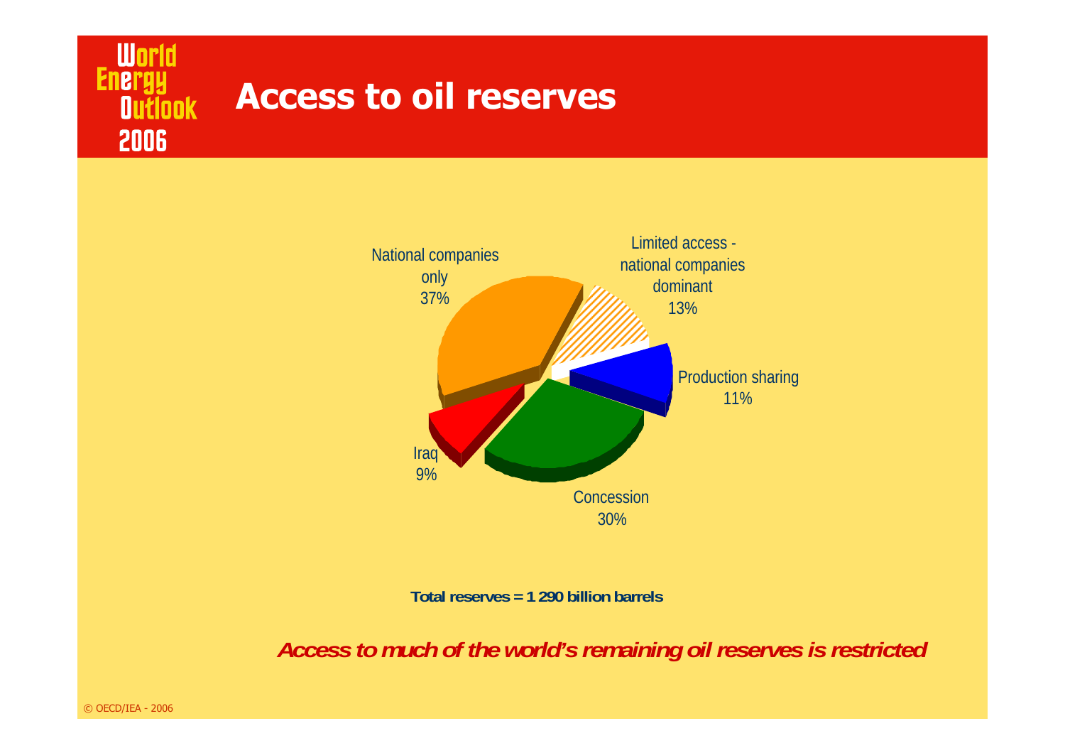# Access to oil reserves

National companies only 37%

Limited access - national companies dominant 13%

Production sharing 11%

Concession 30%

Iraq 9%

**Total reserves = 1 290 billion barrels**

***Access to much of the world's remaining oil reserves is restricted***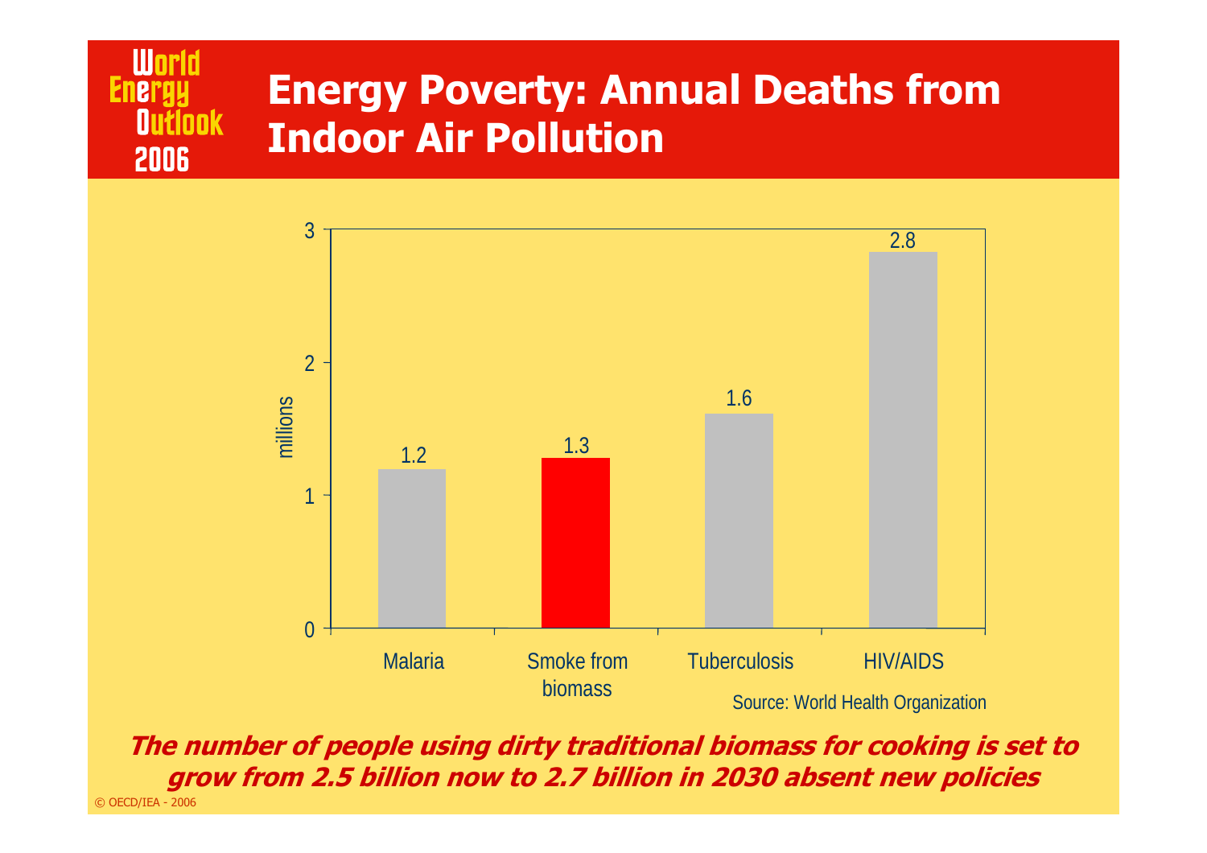# Energy Poverty: Annual Deaths from Indoor Air Pollution

| | Malaria | Smoke from biomass | Tuberculosis | HIV/AIDS |
|---|---|---|---|---|
| millions | 1.2 | 1.3 | 1.6 | 2.8 |

Source: World Health Organization

***The number of people using dirty traditional biomass for cooking is set to grow from 2.5 billion now to 2.7 billion in 2030 absent new policies***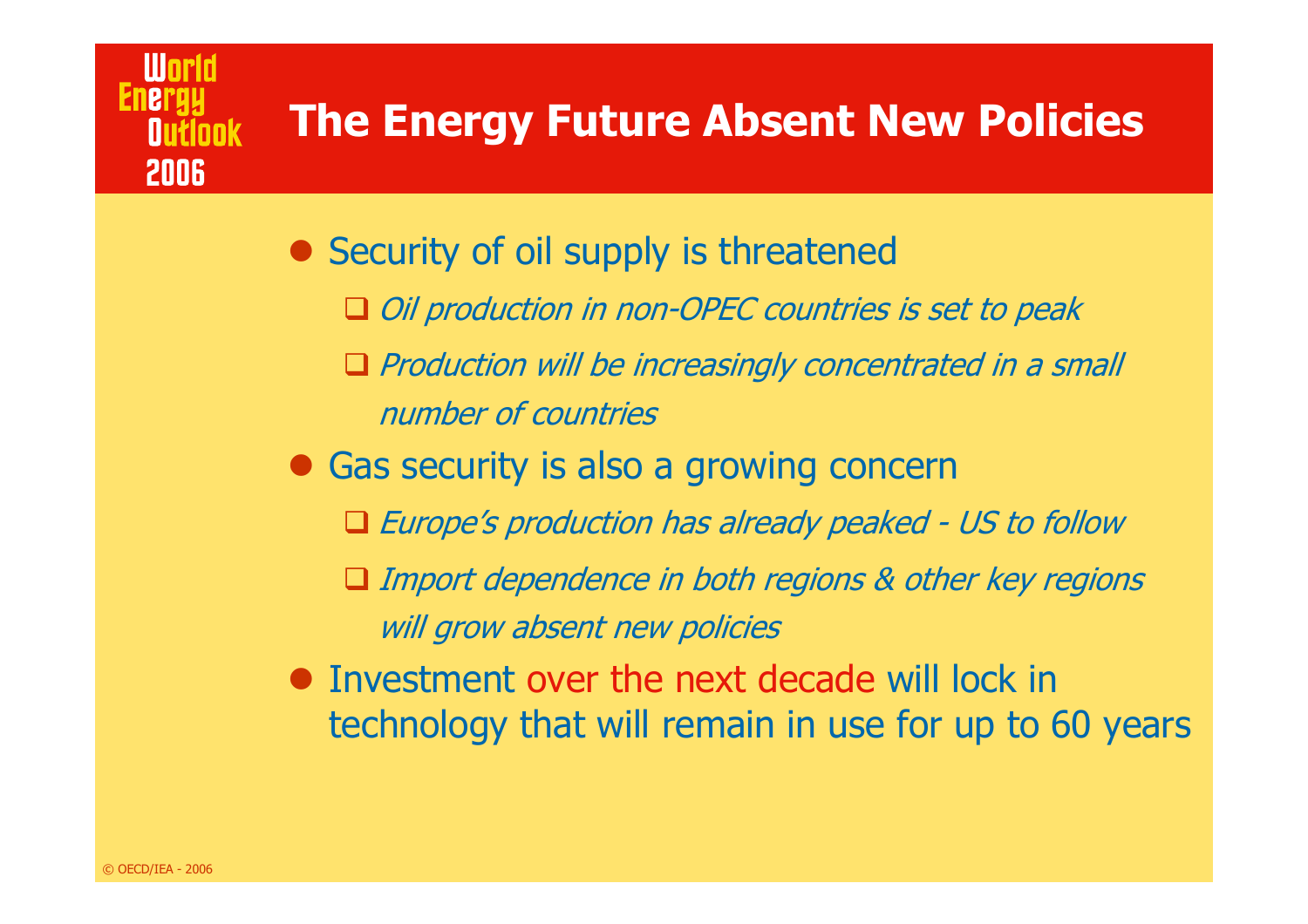# The Energy Future Absent New Policies

- Security of oil supply is threatened
  - *Oil production in non-OPEC countries is set to peak*
  - *Production will be increasingly concentrated in a small number of countries*
- Gas security is also a growing concern
  - *Europe's production has already peaked - US to follow*
  - *Import dependence in both regions & other key regions will grow absent new policies*
- Investment over the next decade will lock in technology that will remain in use for up to 60 years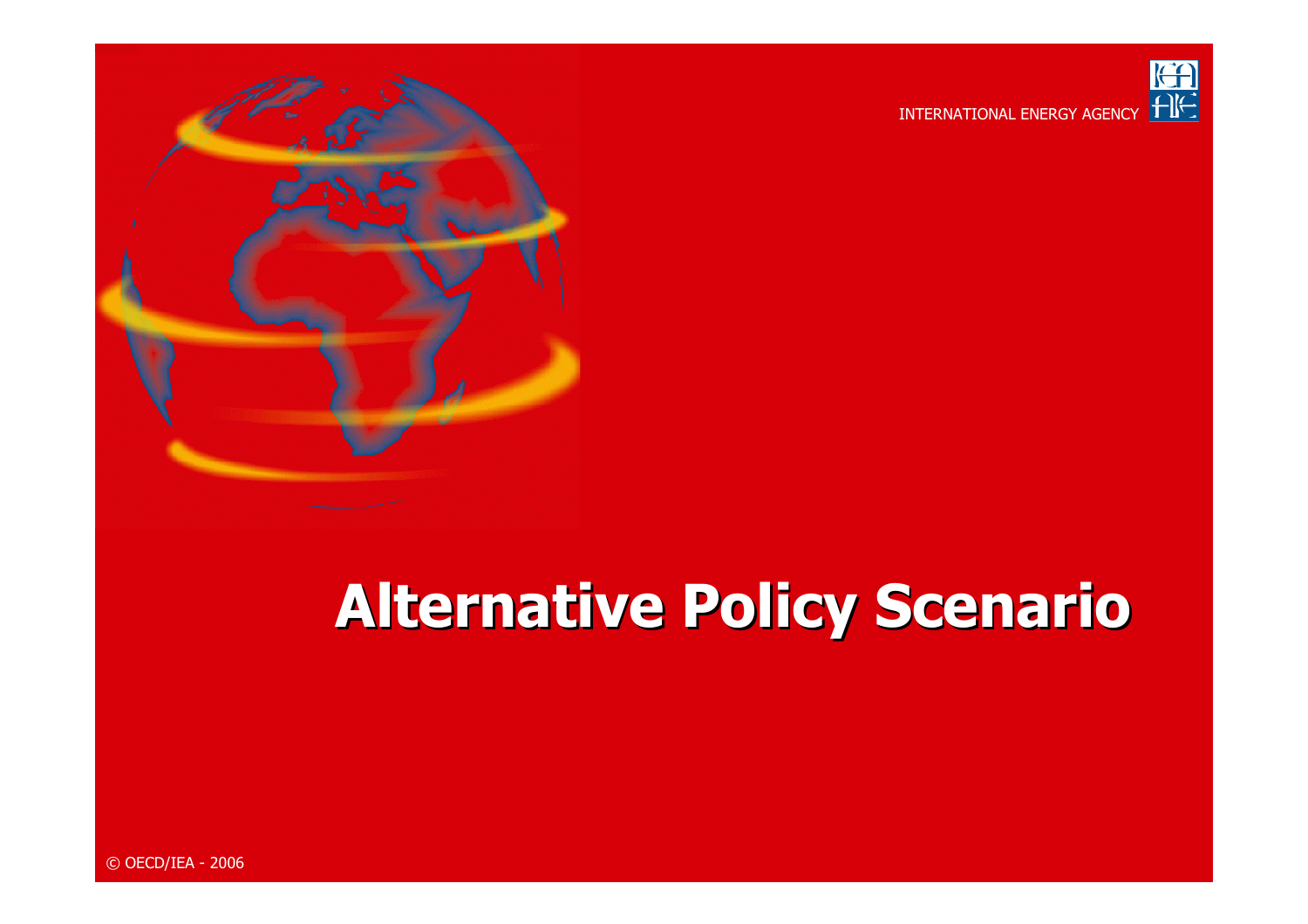# Alternative Policy Scenario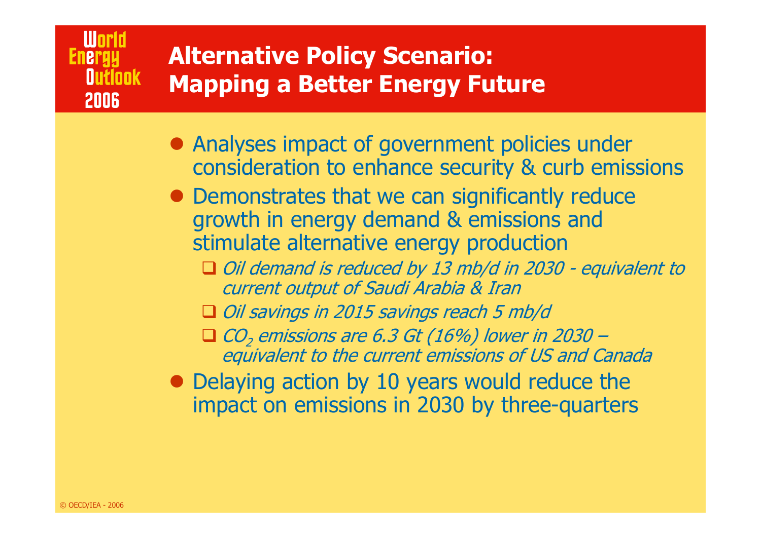# Alternative Policy Scenario: Mapping a Better Energy Future

- Analyses impact of government policies under consideration to enhance security & curb emissions
- Demonstrates that we can significantly reduce growth in energy demand & emissions and stimulate alternative energy production
  - *Oil demand is reduced by 13 mb/d in 2030 - equivalent to current output of Saudi Arabia & Iran*
  - *Oil savings in 2015 savings reach 5 mb/d*
  - *$CO_2$ emissions are 6.3 Gt (16%) lower in 2030 – equivalent to the current emissions of US and Canada*
- Delaying action by 10 years would reduce the impact on emissions in 2030 by three-quarters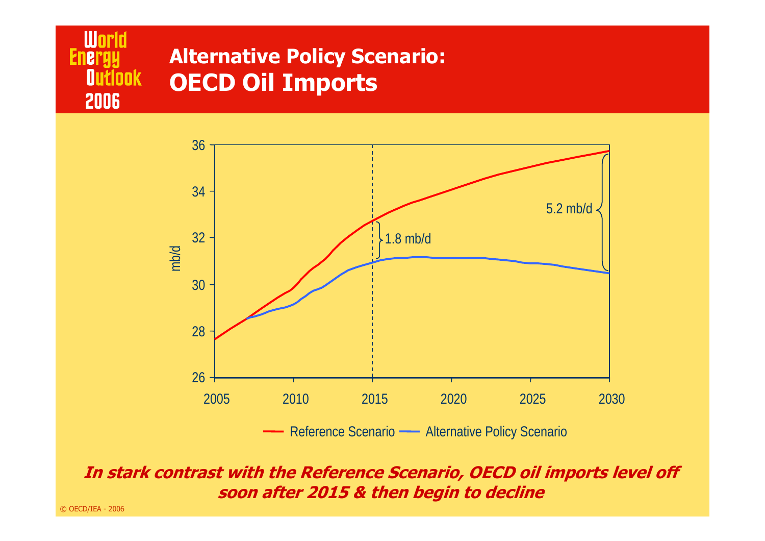# Alternative Policy Scenario: OECD Oil Imports

*In stark contrast with the Reference Scenario, OECD oil imports level off soon after 2015 & then begin to decline*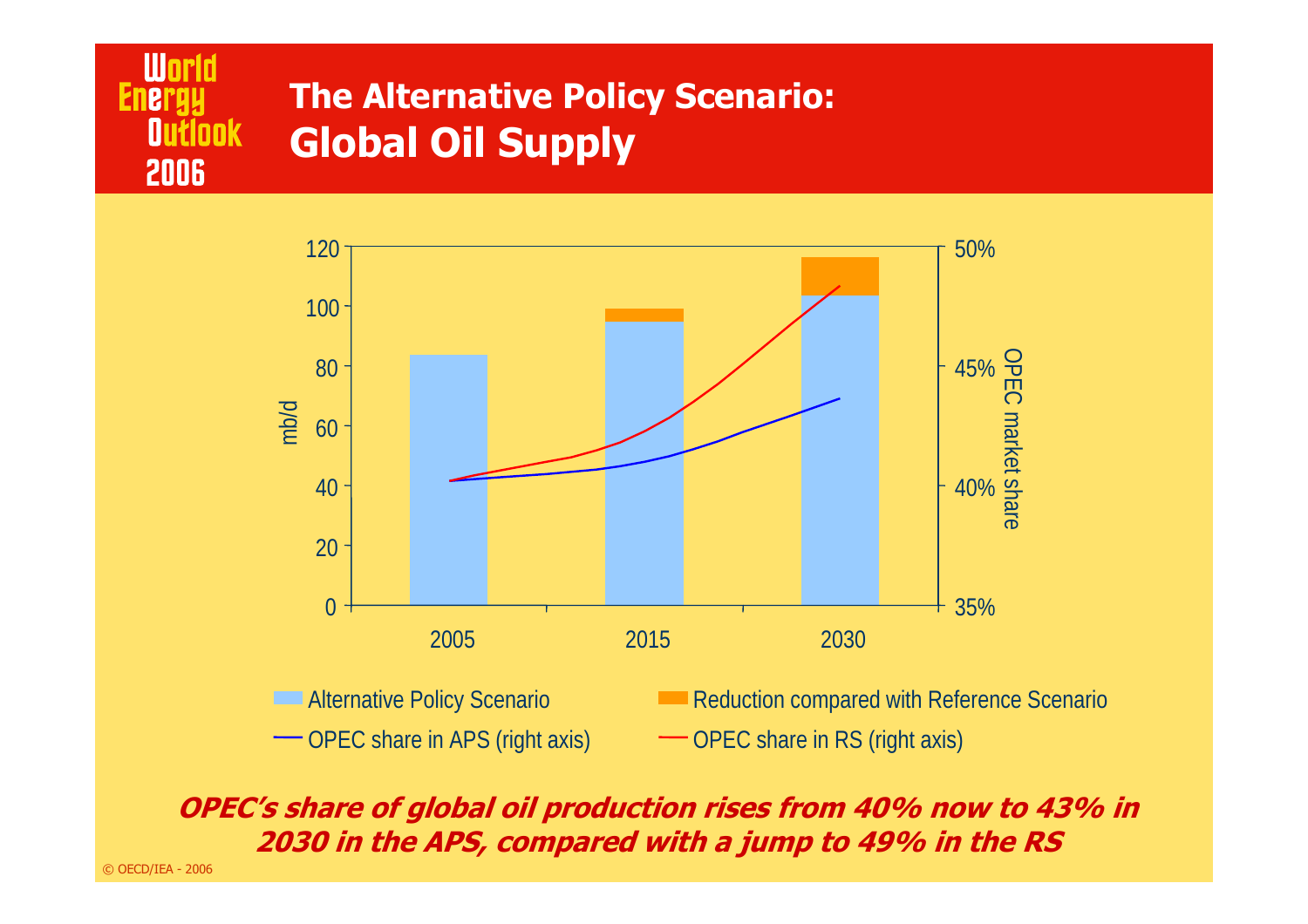# The Alternative Policy Scenario: Global Oil Supply

***OPEC's share of global oil production rises from 40% now to 43% in 2030 in the APS, compared with a jump to 49% in the RS***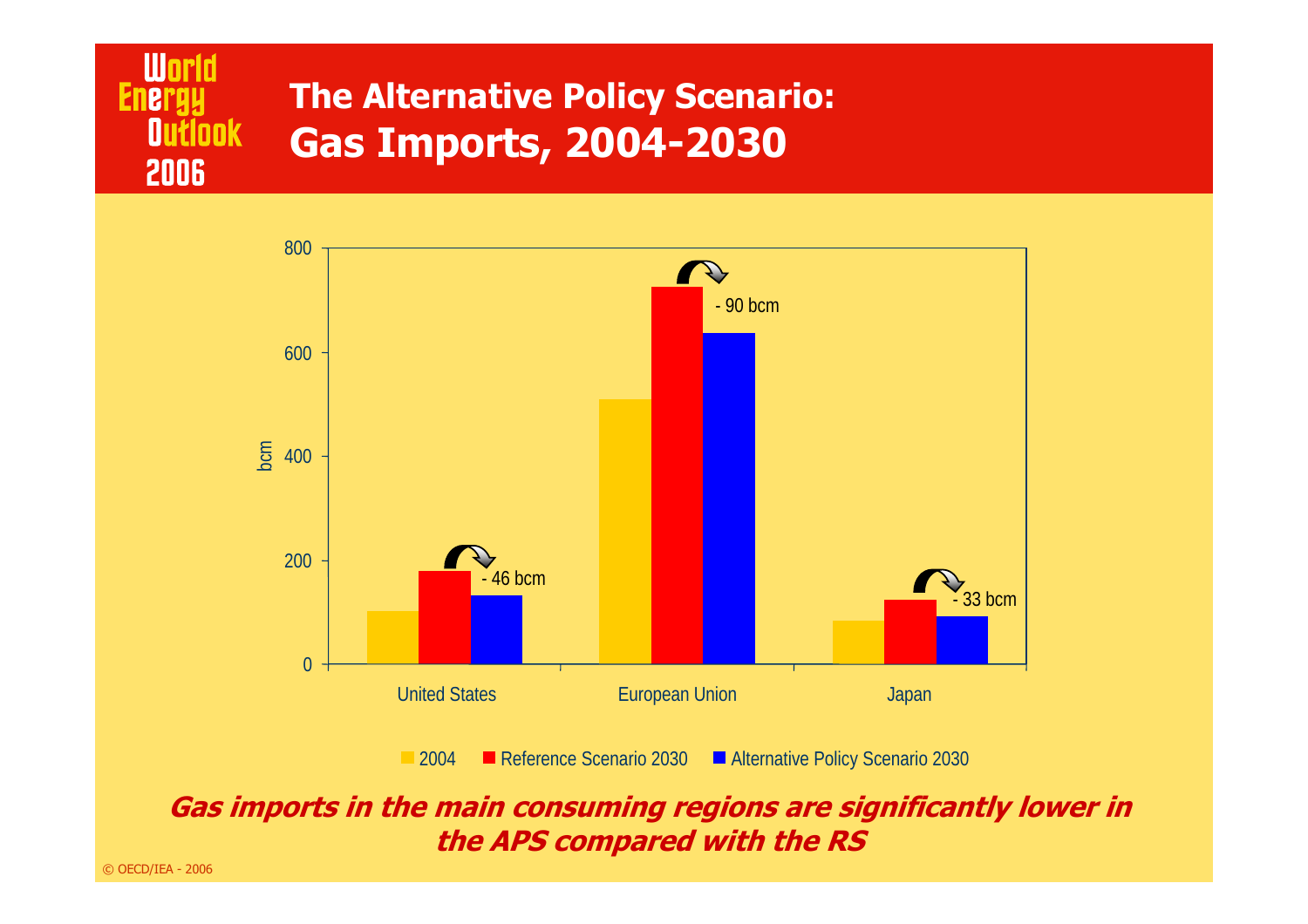# The Alternative Policy Scenario: Gas Imports, 2004-2030

bcm

| | 2004 | Reference Scenario 2030 | Alternative Policy Scenario 2030 |
|---|---|---|---|
| United States | | | - 46 bcm |
| European Union | | | - 90 bcm |
| Japan | | | - 33 bcm |

***Gas imports in the main consuming regions are significantly lower in the APS compared with the RS***

© OECD/IEA - 2006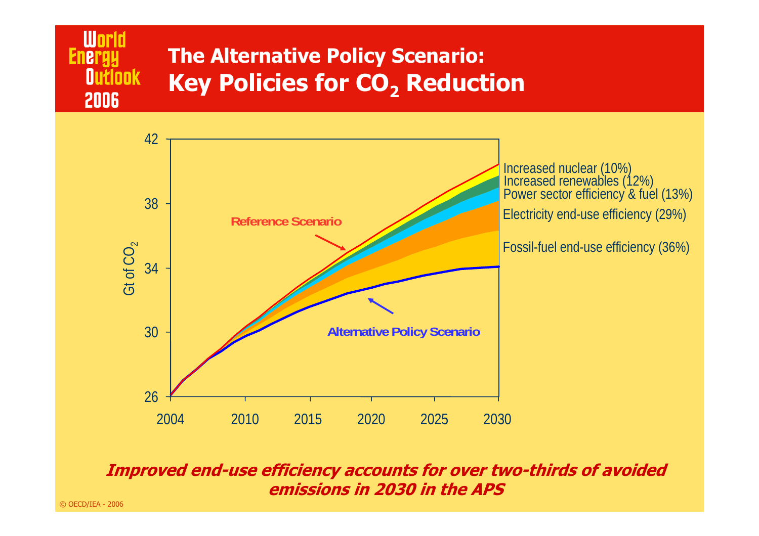# The Alternative Policy Scenario: Key Policies for $CO_2$ Reduction

Gt of $CO_2$

Reference Scenario

Alternative Policy Scenario

Increased nuclear (10%)
Increased renewables (12%)
Power sector efficiency & fuel (13%)
Electricity end-use efficiency (29%)
Fossil-fuel end-use efficiency (36%)

***Improved end-use efficiency accounts for over two-thirds of avoided emissions in 2030 in the APS***

© OECD/IEA - 2006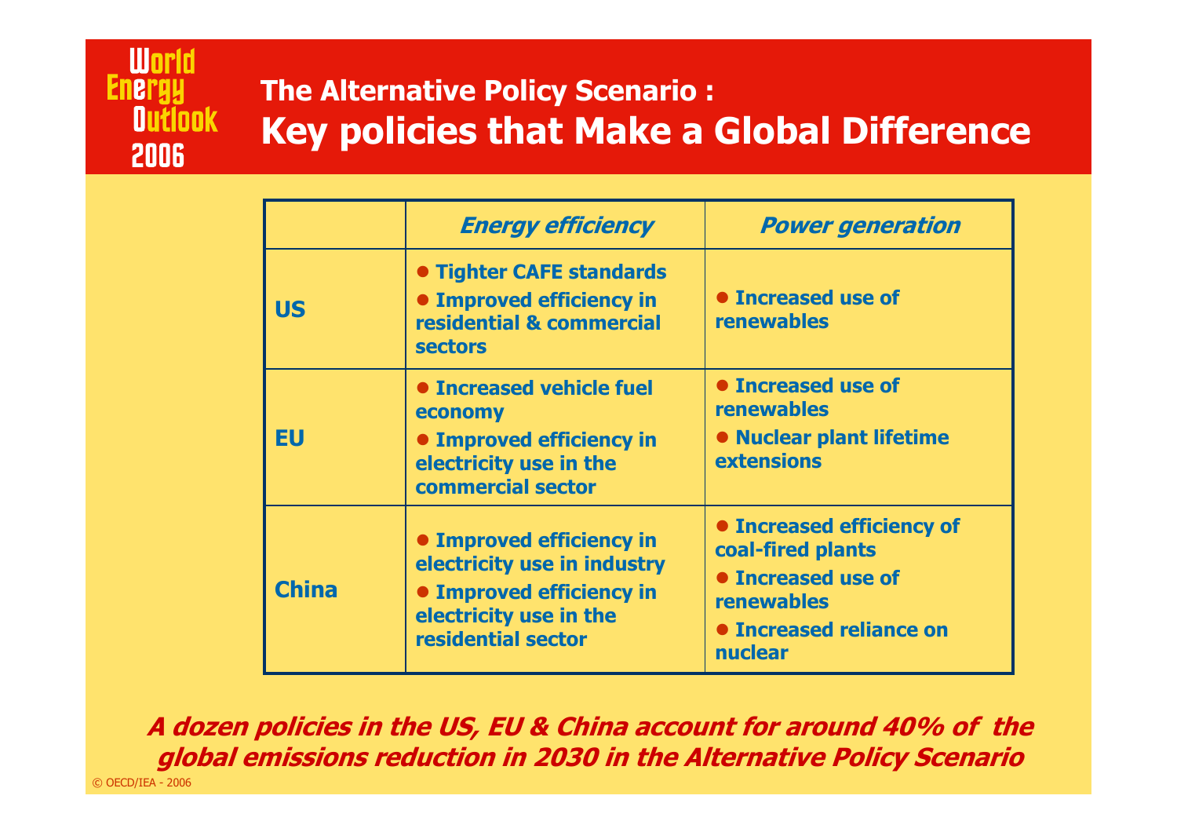# The Alternative Policy Scenario : Key policies that Make a Global Difference

| | *Energy efficiency* | *Power generation* |
|---|---|---|
| **US** | • Tighter CAFE standards<br>• Improved efficiency in residential & commercial sectors | • Increased use of renewables |
| **EU** | • Increased vehicle fuel economy<br>• Improved efficiency in electricity use in the commercial sector | • Increased use of renewables<br>• Nuclear plant lifetime extensions |
| **China** | • Improved efficiency in electricity use in industry<br>• Improved efficiency in electricity use in the residential sector | • Increased efficiency of coal-fired plants<br>• Increased use of renewables<br>• Increased reliance on nuclear |

***A dozen policies in the US, EU & China account for around 40% of the global emissions reduction in 2030 in the Alternative Policy Scenario***

© OECD/IEA - 2006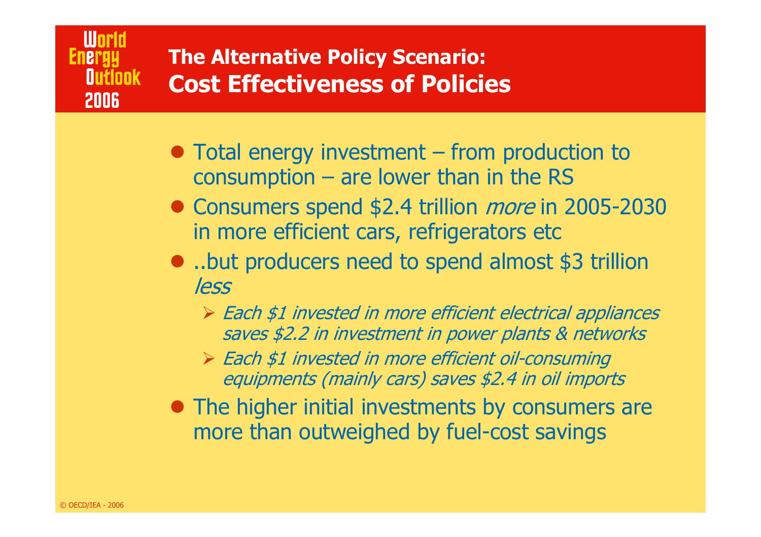# The Alternative Policy Scenario: Cost Effectiveness of Policies

- Total energy investment – from production to consumption – are lower than in the RS
- Consumers spend $2.4 trillion *more* in 2005-2030 in more efficient cars, refrigerators etc
- ..but producers need to spend almost $3 trillion *less*
  - *Each $1 invested in more efficient electrical appliances saves $2.2 in investment in power plants & networks*
  - *Each $1 invested in more efficient oil-consuming equipments (mainly cars) saves $2.4 in oil imports*
- The higher initial investments by consumers are more than outweighed by fuel-cost savings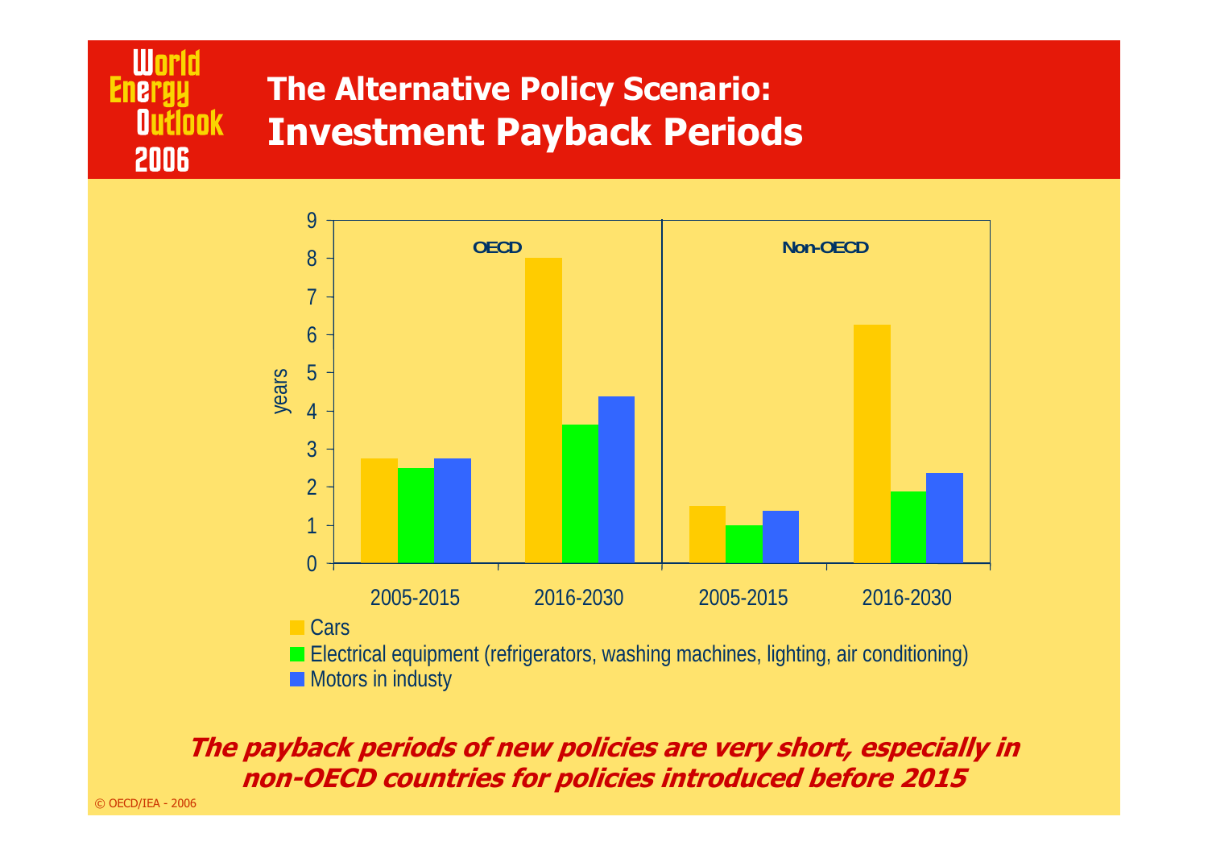# The Alternative Policy Scenario: Investment Payback Periods

| | OECD 2005-2015 | OECD 2016-2030 | Non-OECD 2005-2015 | Non-OECD 2016-2030 |
|---|---|---|---|---|
| Cars | 2.75 | 8 | 1.5 | 6.25 |
| Electrical equipment (refrigerators, washing machines, lighting, air conditioning) | 2.5 | 3.65 | 1 | 1.9 |
| Motors in industy | 2.75 | 4.4 | 1.4 | 2.4 |

*(years)*

***The payback periods of new policies are very short, especially in non-OECD countries for policies introduced before 2015***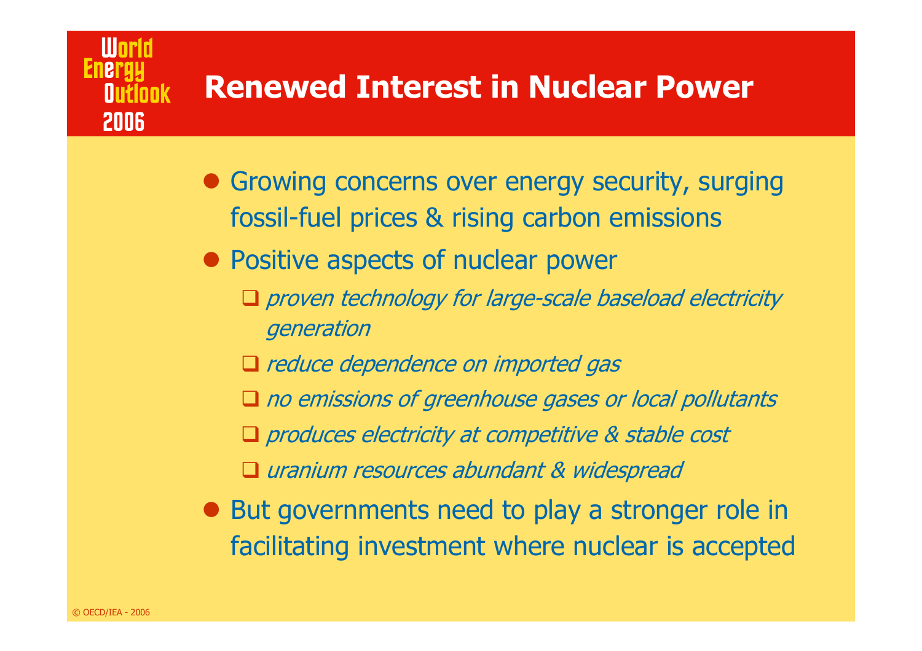# Renewed Interest in Nuclear Power

- Growing concerns over energy security, surging fossil-fuel prices & rising carbon emissions
- Positive aspects of nuclear power
  - *proven technology for large-scale baseload electricity generation*
  - *reduce dependence on imported gas*
  - *no emissions of greenhouse gases or local pollutants*
  - *produces electricity at competitive & stable cost*
  - *uranium resources abundant & widespread*
- But governments need to play a stronger role in facilitating investment where nuclear is accepted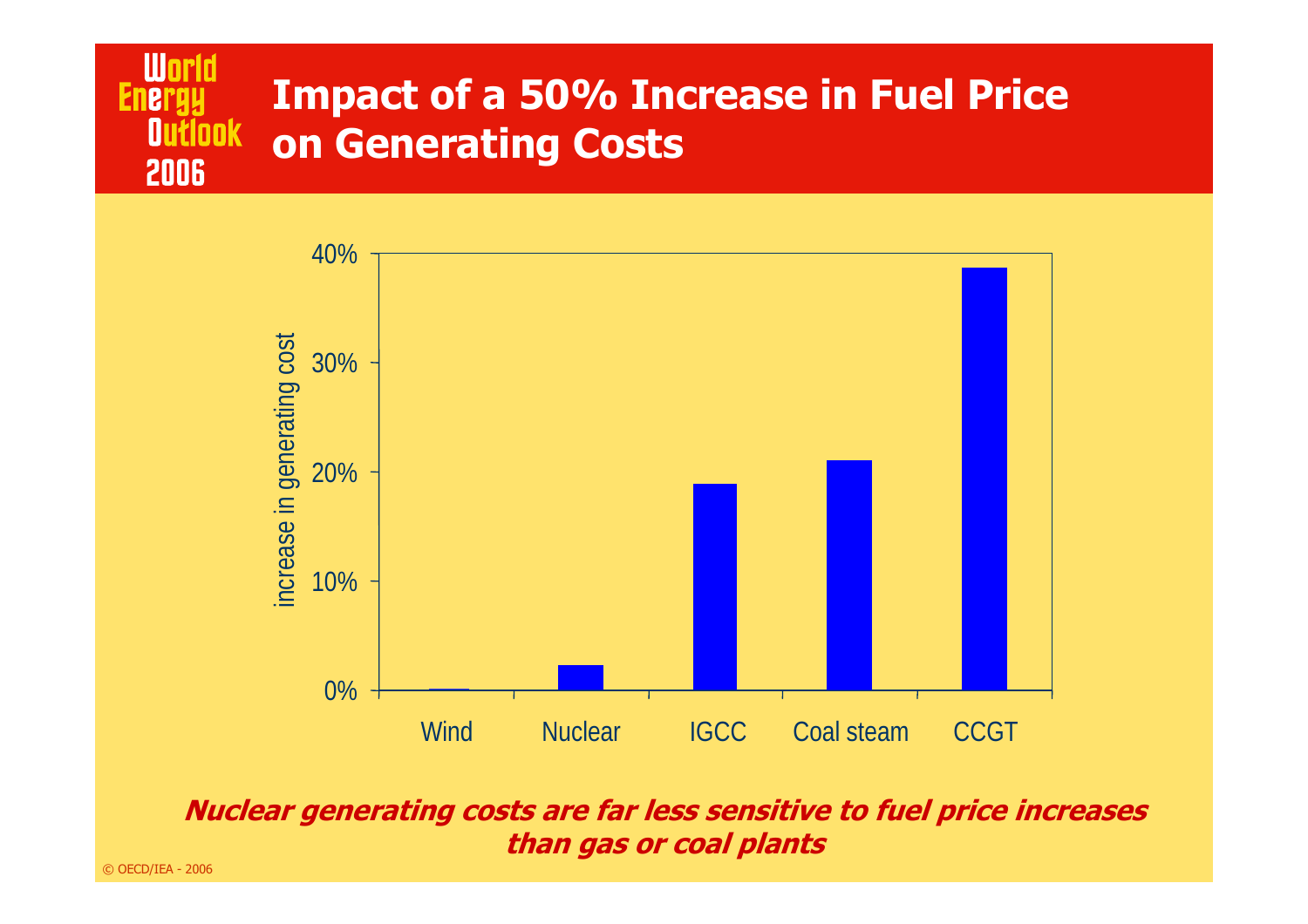# Impact of a 50% Increase in Fuel Price on Generating Costs

***Nuclear generating costs are far less sensitive to fuel price increases than gas or coal plants***

© OECD/IEA - 2006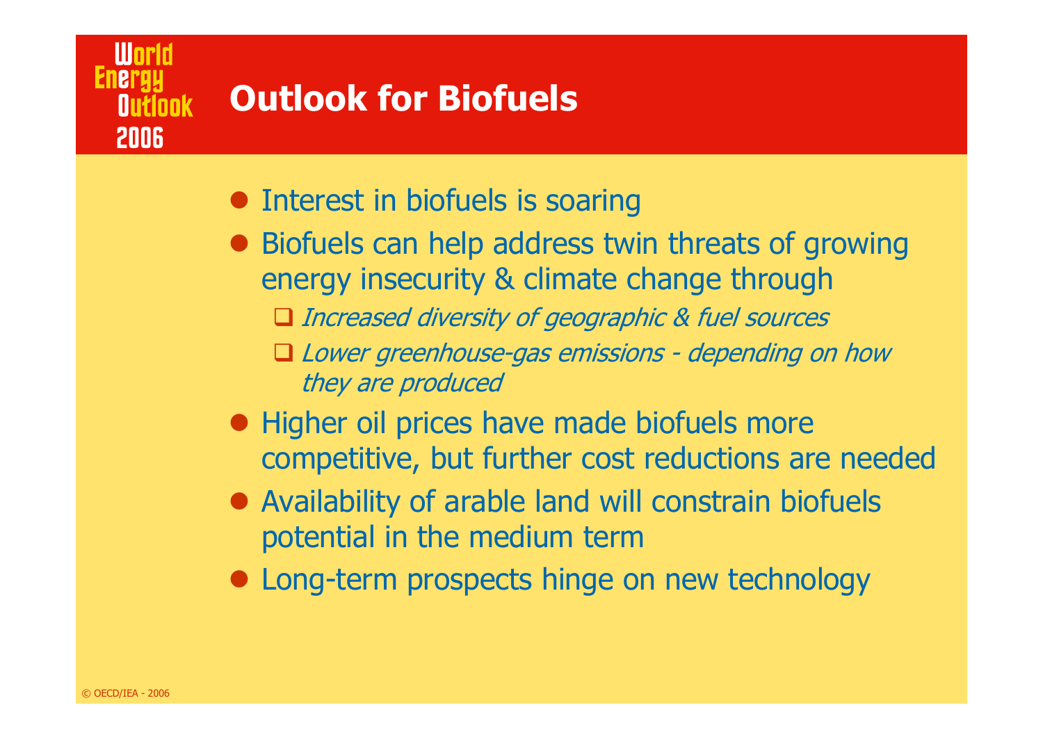# Outlook for Biofuels

- Interest in biofuels is soaring
- Biofuels can help address twin threats of growing energy insecurity & climate change through
  - *Increased diversity of geographic & fuel sources*
  - *Lower greenhouse-gas emissions - depending on how they are produced*
- Higher oil prices have made biofuels more competitive, but further cost reductions are needed
- Availability of arable land will constrain biofuels potential in the medium term
- Long-term prospects hinge on new technology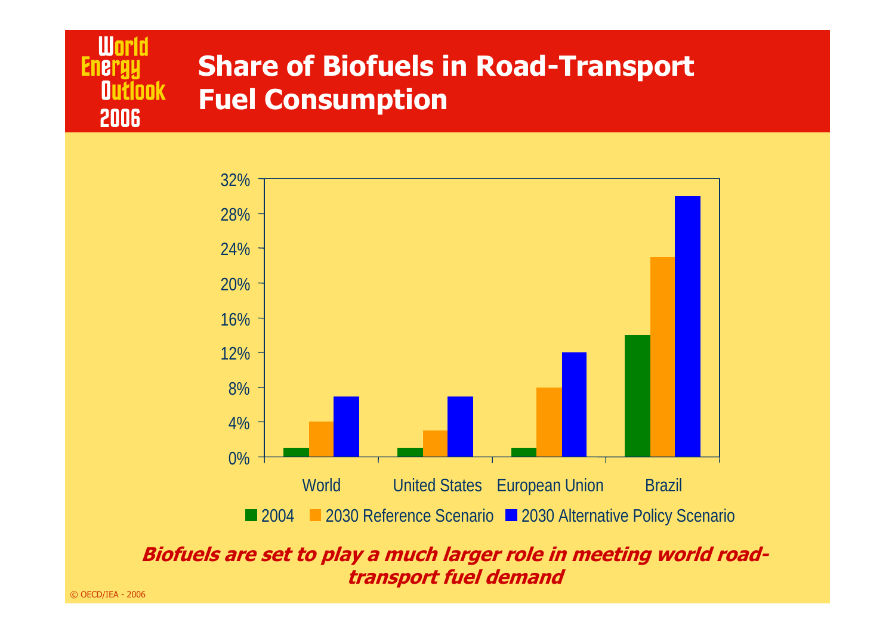# Share of Biofuels in Road-Transport Fuel Consumption

| | 2004 | 2030 Reference Scenario | 2030 Alternative Policy Scenario |
|---|---|---|---|
| World | 1% | 4% | 7% |
| United States | 1% | 3% | 7% |
| European Union | 1% | 8% | 12% |
| Brazil | 14% | 23% | 30% |

***Biofuels are set to play a much larger role in meeting world road-transport fuel demand***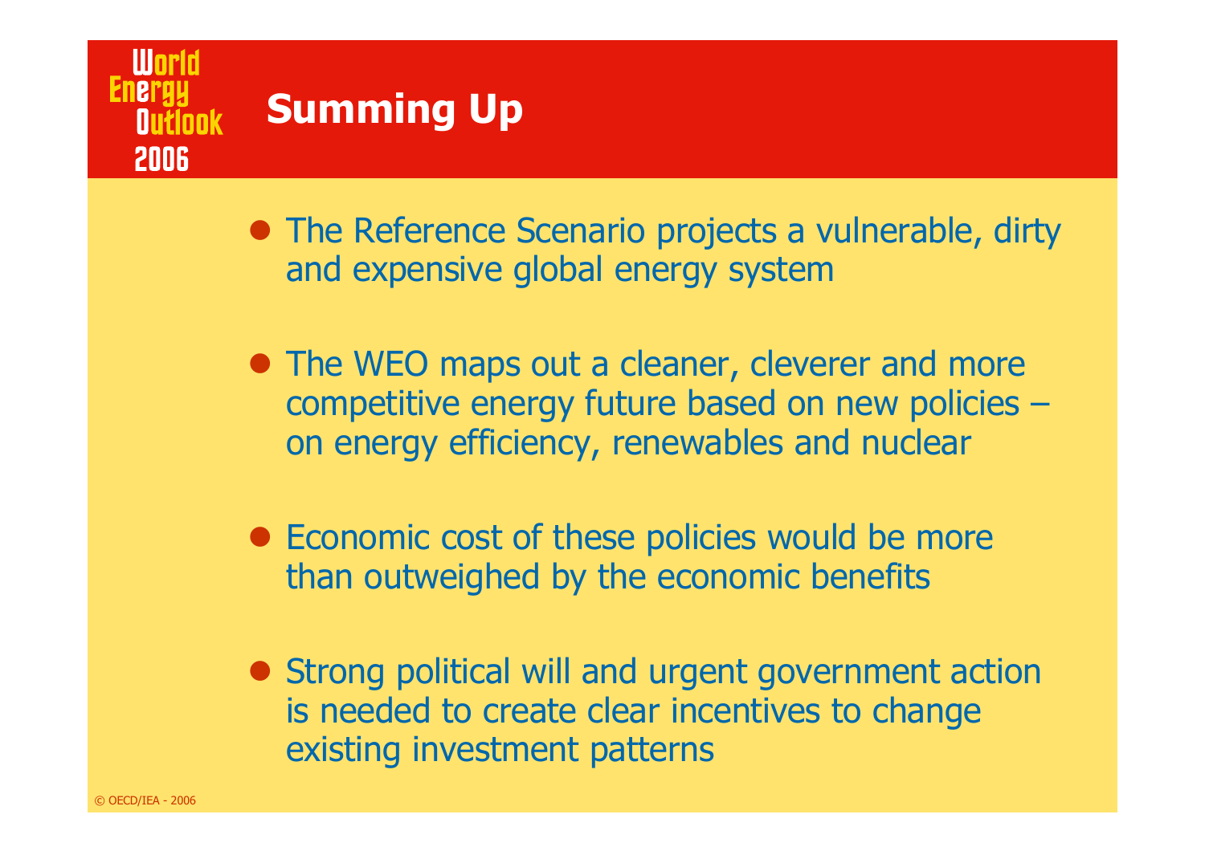# Summing Up

- The Reference Scenario projects a vulnerable, dirty and expensive global energy system
- The WEO maps out a cleaner, cleverer and more competitive energy future based on new policies – on energy efficiency, renewables and nuclear
- Economic cost of these policies would be more than outweighed by the economic benefits
- Strong political will and urgent government action is needed to create clear incentives to change existing investment patterns